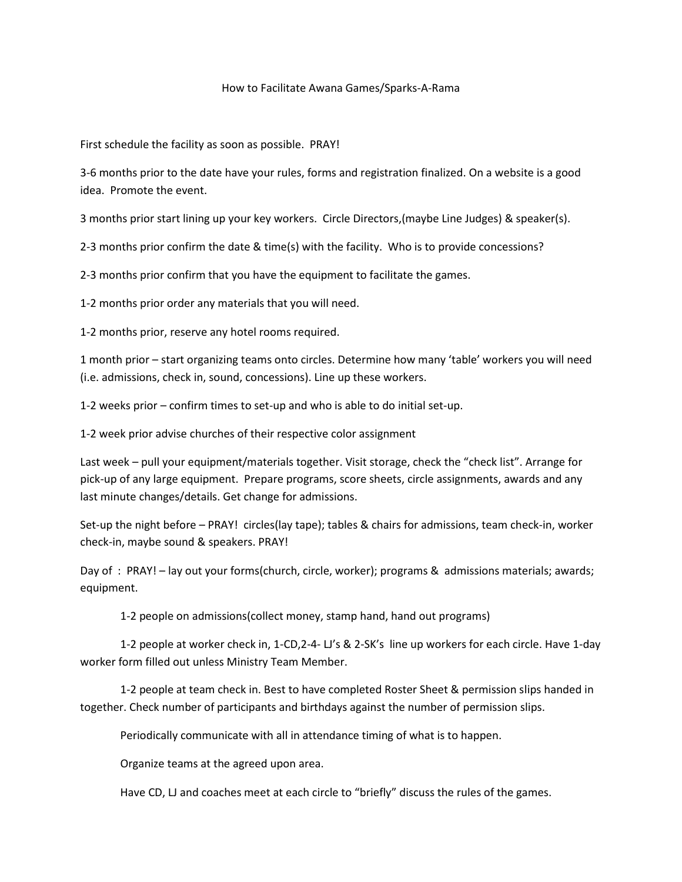# How to Facilitate Awana Games/Sparks-A-Rama

First schedule the facility as soon as possible. PRAY!

3-6 months prior to the date have your rules, forms and registration finalized. On a website is a good idea. Promote the event.

3 months prior start lining up your key workers. Circle Directors,(maybe Line Judges) & speaker(s).

2-3 months prior confirm the date & time(s) with the facility. Who is to provide concessions?

2-3 months prior confirm that you have the equipment to facilitate the games.

1-2 months prior order any materials that you will need.

1-2 months prior, reserve any hotel rooms required.

1 month prior – start organizing teams onto circles. Determine how many 'table' workers you will need (i.e. admissions, check in, sound, concessions). Line up these workers.

1-2 weeks prior – confirm times to set-up and who is able to do initial set-up.

1-2 week prior advise churches of their respective color assignment

Last week – pull your equipment/materials together. Visit storage, check the "check list". Arrange for pick-up of any large equipment. Prepare programs, score sheets, circle assignments, awards and any last minute changes/details. Get change for admissions.

Set-up the night before – PRAY! circles(lay tape); tables & chairs for admissions, team check-in, worker check-in, maybe sound & speakers. PRAY!

Day of : PRAY! – lay out your forms(church, circle, worker); programs & admissions materials; awards; equipment.

1-2 people on admissions(collect money, stamp hand, hand out programs)

1-2 people at worker check in, 1-CD,2-4- LJ's & 2-SK's line up workers for each circle. Have 1-day worker form filled out unless Ministry Team Member.

1-2 people at team check in. Best to have completed Roster Sheet & permission slips handed in together. Check number of participants and birthdays against the number of permission slips.

Periodically communicate with all in attendance timing of what is to happen.

Organize teams at the agreed upon area.

Have CD, LJ and coaches meet at each circle to "briefly" discuss the rules of the games.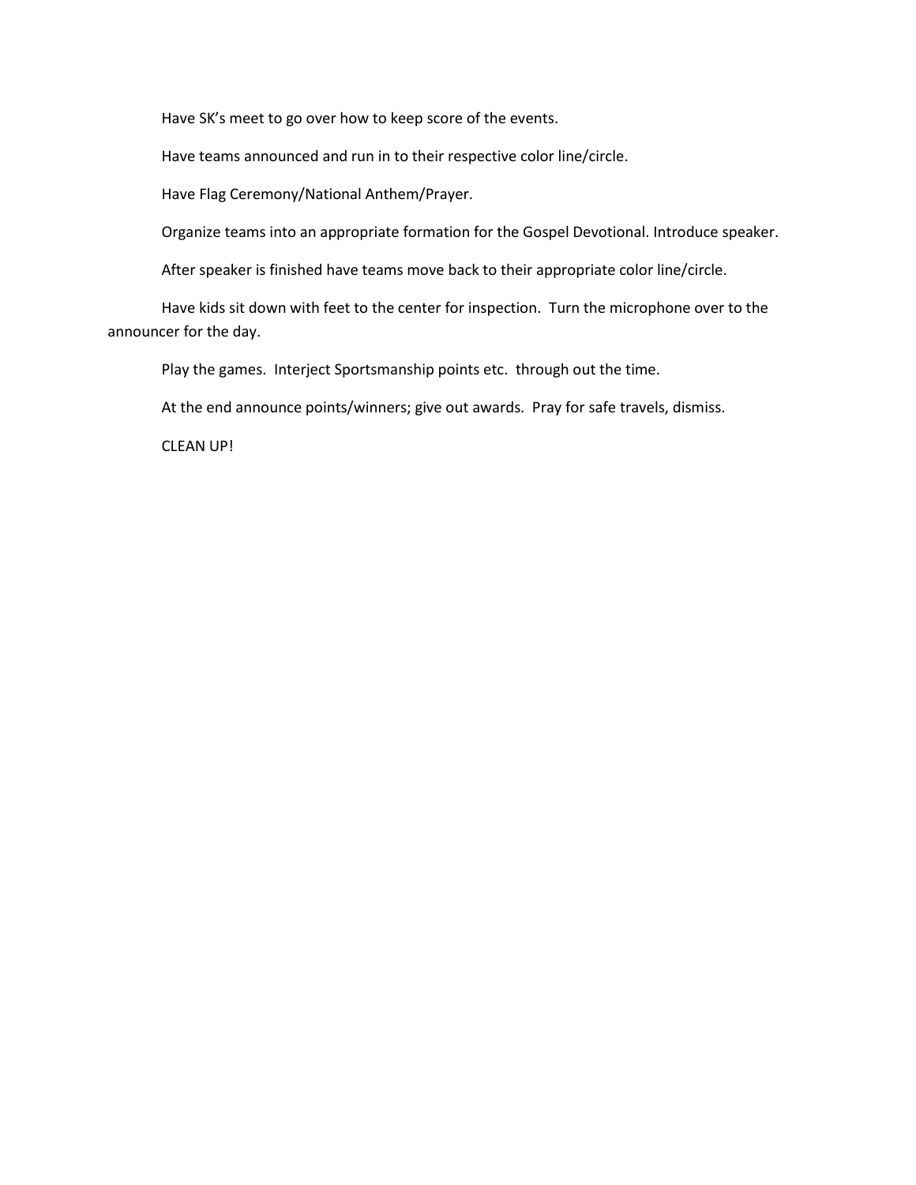Have SK's meet to go over how to keep score of the events.

Have teams announced and run in to their respective color line/circle.

Have Flag Ceremony/National Anthem/Prayer.

Organize teams into an appropriate formation for the Gospel Devotional. Introduce speaker.

After speaker is finished have teams move back to their appropriate color line/circle.

Have kids sit down with feet to the center for inspection. Turn the microphone over to the announcer for the day.

Play the games. Interject Sportsmanship points etc. through out the time.

At the end announce points/winners; give out awards. Pray for safe travels, dismiss.

CLEAN UP!